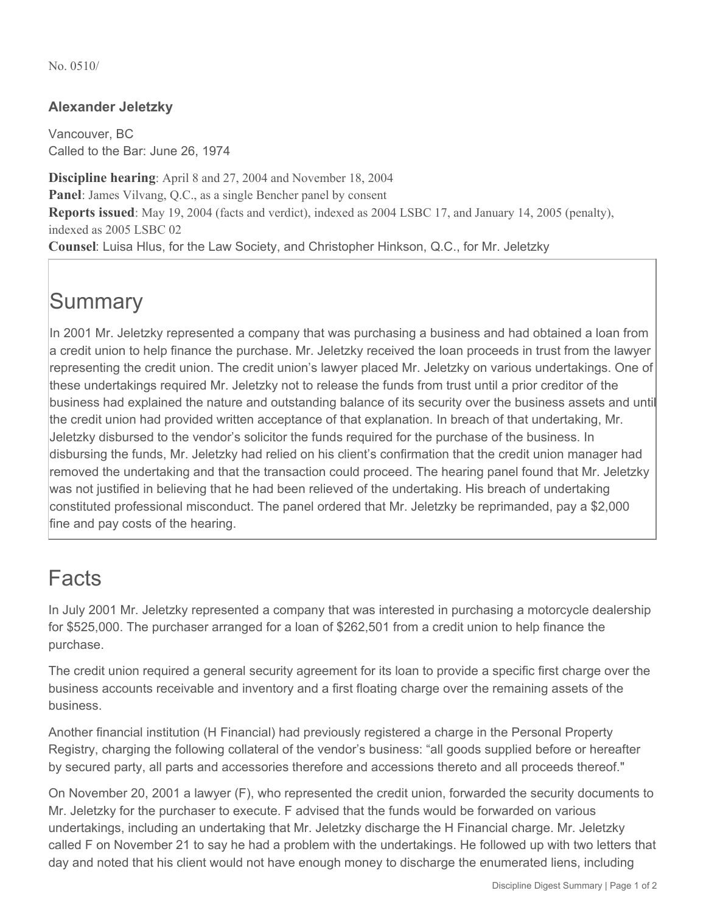No. 0510/

### Alexander Jeletzky

Vancouver, BC
Called to the Bar: June 26, 1974

**Discipline hearing**: April 8 and 27, 2004 and November 18, 2004
**Panel**: James Vilvang, Q.C., as a single Bencher panel by consent
**Reports issued**: May 19, 2004 (facts and verdict), indexed as 2004 LSBC 17, and January 14, 2005 (penalty), indexed as 2005 LSBC 02
**Counsel**: Luisa Hlus, for the Law Society, and Christopher Hinkson, Q.C., for Mr. Jeletzky

# Summary

In 2001 Mr. Jeletzky represented a company that was purchasing a business and had obtained a loan from a credit union to help finance the purchase. Mr. Jeletzky received the loan proceeds in trust from the lawyer representing the credit union. The credit union's lawyer placed Mr. Jeletzky on various undertakings. One of these undertakings required Mr. Jeletzky not to release the funds from trust until a prior creditor of the business had explained the nature and outstanding balance of its security over the business assets and until the credit union had provided written acceptance of that explanation. In breach of that undertaking, Mr. Jeletzky disbursed to the vendor's solicitor the funds required for the purchase of the business. In disbursing the funds, Mr. Jeletzky had relied on his client's confirmation that the credit union manager had removed the undertaking and that the transaction could proceed. The hearing panel found that Mr. Jeletzky was not justified in believing that he had been relieved of the undertaking. His breach of undertaking constituted professional misconduct. The panel ordered that Mr. Jeletzky be reprimanded, pay a $2,000 fine and pay costs of the hearing.

# Facts

In July 2001 Mr. Jeletzky represented a company that was interested in purchasing a motorcycle dealership for $525,000. The purchaser arranged for a loan of $262,501 from a credit union to help finance the purchase.

The credit union required a general security agreement for its loan to provide a specific first charge over the business accounts receivable and inventory and a first floating charge over the remaining assets of the business.

Another financial institution (H Financial) had previously registered a charge in the Personal Property Registry, charging the following collateral of the vendor's business: "all goods supplied before or hereafter by secured party, all parts and accessories therefore and accessions thereto and all proceeds thereof."

On November 20, 2001 a lawyer (F), who represented the credit union, forwarded the security documents to Mr. Jeletzky for the purchaser to execute. F advised that the funds would be forwarded on various undertakings, including an undertaking that Mr. Jeletzky discharge the H Financial charge. Mr. Jeletzky called F on November 21 to say he had a problem with the undertakings. He followed up with two letters that day and noted that his client would not have enough money to discharge the enumerated liens, including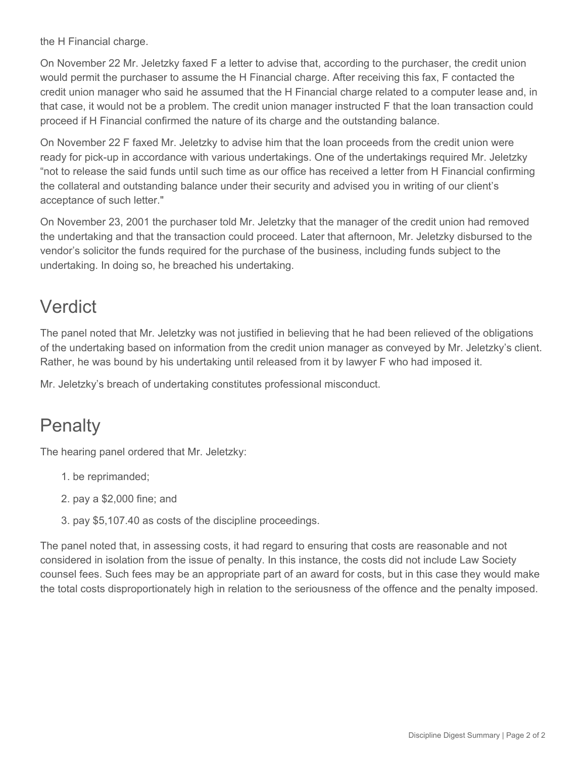the H Financial charge.

On November 22 Mr. Jeletzky faxed F a letter to advise that, according to the purchaser, the credit union would permit the purchaser to assume the H Financial charge. After receiving this fax, F contacted the credit union manager who said he assumed that the H Financial charge related to a computer lease and, in that case, it would not be a problem. The credit union manager instructed F that the loan transaction could proceed if H Financial confirmed the nature of its charge and the outstanding balance.

On November 22 F faxed Mr. Jeletzky to advise him that the loan proceeds from the credit union were ready for pick-up in accordance with various undertakings. One of the undertakings required Mr. Jeletzky "not to release the said funds until such time as our office has received a letter from H Financial confirming the collateral and outstanding balance under their security and advised you in writing of our client's acceptance of such letter."

On November 23, 2001 the purchaser told Mr. Jeletzky that the manager of the credit union had removed the undertaking and that the transaction could proceed. Later that afternoon, Mr. Jeletzky disbursed to the vendor's solicitor the funds required for the purchase of the business, including funds subject to the undertaking. In doing so, he breached his undertaking.

## Verdict

The panel noted that Mr. Jeletzky was not justified in believing that he had been relieved of the obligations of the undertaking based on information from the credit union manager as conveyed by Mr. Jeletzky's client. Rather, he was bound by his undertaking until released from it by lawyer F who had imposed it.

Mr. Jeletzky's breach of undertaking constitutes professional misconduct.

## Penalty

The hearing panel ordered that Mr. Jeletzky:

1. be reprimanded;
2. pay a $2,000 fine; and
3. pay $5,107.40 as costs of the discipline proceedings.

The panel noted that, in assessing costs, it had regard to ensuring that costs are reasonable and not considered in isolation from the issue of penalty. In this instance, the costs did not include Law Society counsel fees. Such fees may be an appropriate part of an award for costs, but in this case they would make the total costs disproportionately high in relation to the seriousness of the offence and the penalty imposed.